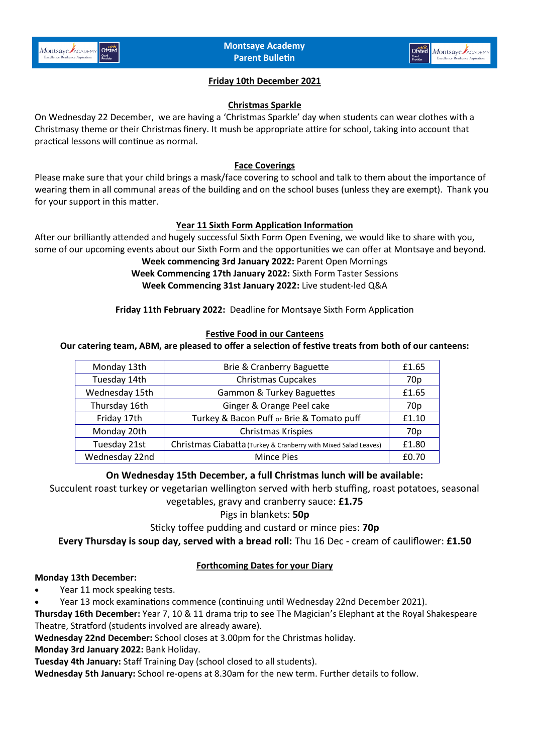# Montsaye Academy Parent Bulletin

**Friday 10th December 2021**

## Christmas Sparkle

On Wednesday 22 December,  we are having a 'Christmas Sparkle' day when students can wear clothes with a Christmasy theme or their Christmas finery. It mush be appropriate attire for school, taking into account that practical lessons will continue as normal.

## Face Coverings

Please make sure that your child brings a mask/face covering to school and talk to them about the importance of wearing them in all communal areas of the building and on the school buses (unless they are exempt).  Thank you for your support in this matter.

## Year 11 Sixth Form Application Information

After our brilliantly attended and hugely successful Sixth Form Open Evening, we would like to share with you, some of our upcoming events about our Sixth Form and the opportunities we can offer at Montsaye and beyond.

**Week commencing 3rd January 2022:** Parent Open Mornings
**Week Commencing 17th January 2022:** Sixth Form Taster Sessions
**Week Commencing 31st January 2022:** Live student-led Q&A

**Friday 11th February 2022:**  Deadline for Montsaye Sixth Form Application

## Festive Food in our Canteens

**Our catering team, ABM, are pleased to offer a selection of festive treats from both of our canteens:**

| | | |
|---|---|---|
| Monday 13th | Brie & Cranberry Baguette | £1.65 |
| Tuesday 14th | Christmas Cupcakes | 70p |
| Wednesday 15th | Gammon & Turkey Baguettes | £1.65 |
| Thursday 16th | Ginger & Orange Peel cake | 70p |
| Friday 17th | Turkey & Bacon Puff or Brie & Tomato puff | £1.10 |
| Monday 20th | Christmas Krispies | 70p |
| Tuesday 21st | Christmas Ciabatta (Turkey & Cranberry with Mixed Salad Leaves) | £1.80 |
| Wednesday 22nd | Mince Pies | £0.70 |

**On Wednesday 15th December, a full Christmas lunch will be available:**

Succulent roast turkey or vegetarian wellington served with herb stuffing, roast potatoes, seasonal vegetables, gravy and cranberry sauce: **£1.75**

Pigs in blankets: **50p**

Sticky toffee pudding and custard or mince pies: **70p**

**Every Thursday is soup day, served with a bread roll:** Thu 16 Dec - cream of cauliflower: **£1.50**

## Forthcoming Dates for your Diary

**Monday 13th December:**

- Year 11 mock speaking tests.
- Year 13 mock examinations commence (continuing until Wednesday 22nd December 2021).

**Thursday 16th December:** Year 7, 10 & 11 drama trip to see The Magician's Elephant at the Royal Shakespeare Theatre, Stratford (students involved are already aware).

**Wednesday 22nd December:** School closes at 3.00pm for the Christmas holiday.

**Monday 3rd January 2022:** Bank Holiday.

**Tuesday 4th January:** Staff Training Day (school closed to all students).

**Wednesday 5th January:** School re-opens at 8.30am for the new term. Further details to follow.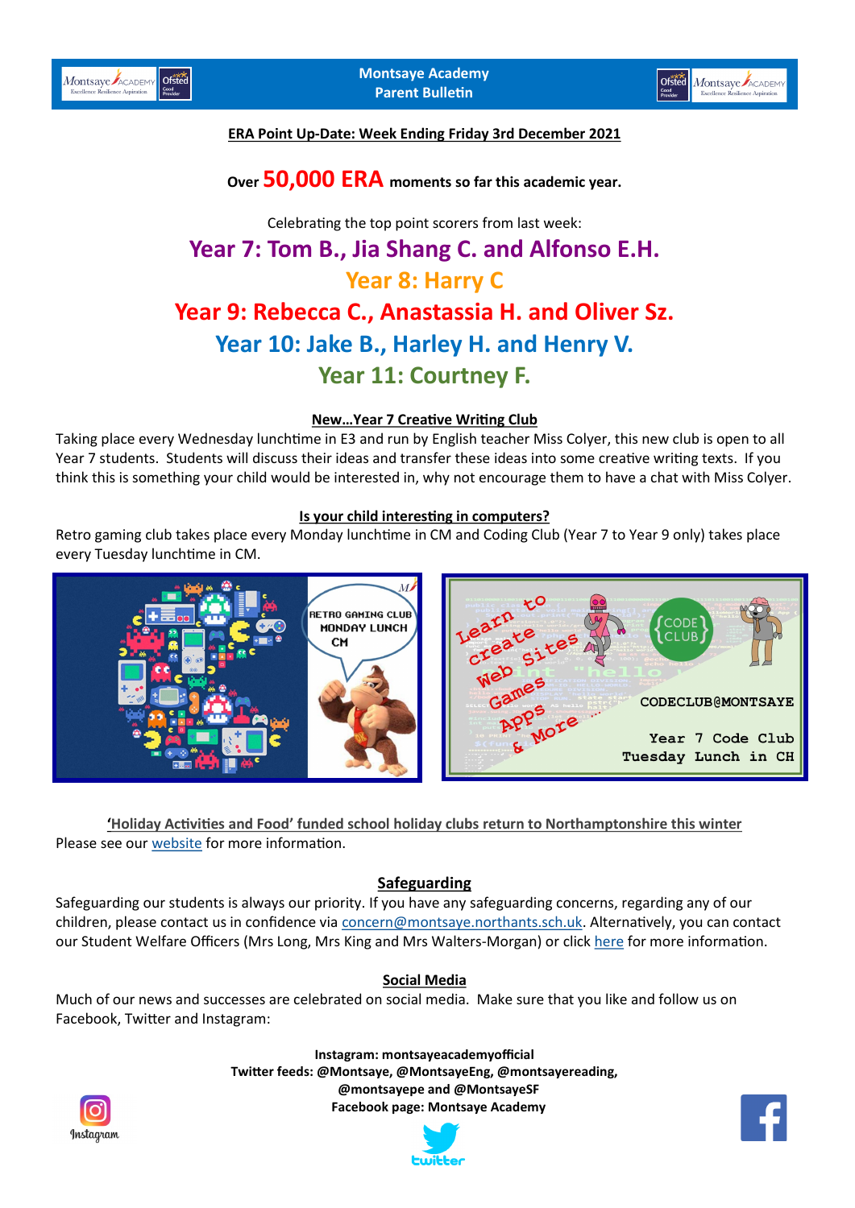## ERA Point Up-Date: Week Ending Friday 3rd December 2021

**Over 50,000 ERA moments so far this academic year.**

Celebrating the top point scorers from last week:

**Year 7: Tom B., Jia Shang C. and Alfonso E.H.**

**Year 8: Harry C**

**Year 9: Rebecca C., Anastassia H. and Oliver Sz.**

**Year 10: Jake B., Harley H. and Henry V.**

**Year 11: Courtney F.**

### New…Year 7 Creative Writing Club

Taking place every Wednesday lunchtime in E3 and run by English teacher Miss Colyer, this new club is open to all Year 7 students. Students will discuss their ideas and transfer these ideas into some creative writing texts. If you think this is something your child would be interested in, why not encourage them to have a chat with Miss Colyer.

### Is your child interesting in computers?

Retro gaming club takes place every Monday lunchtime in CM and Coding Club (Year 7 to Year 9 only) takes place every Tuesday lunchtime in CM.

### 'Holiday Activities and Food' funded school holiday clubs return to Northamptonshire this winter

Please see our website for more information.

### Safeguarding

Safeguarding our students is always our priority. If you have any safeguarding concerns, regarding any of our children, please contact us in confidence via concern@montsaye.northants.sch.uk. Alternatively, you can contact our Student Welfare Officers (Mrs Long, Mrs King and Mrs Walters-Morgan) or click here for more information.

### Social Media

Much of our news and successes are celebrated on social media. Make sure that you like and follow us on Facebook, Twitter and Instagram:

**Instagram: montsayeacademyofficial**
**Twitter feeds: @Montsaye, @MontsayeEng, @montsayereading, @montsayepe and @MontsayeSF**
**Facebook page: Montsaye Academy**